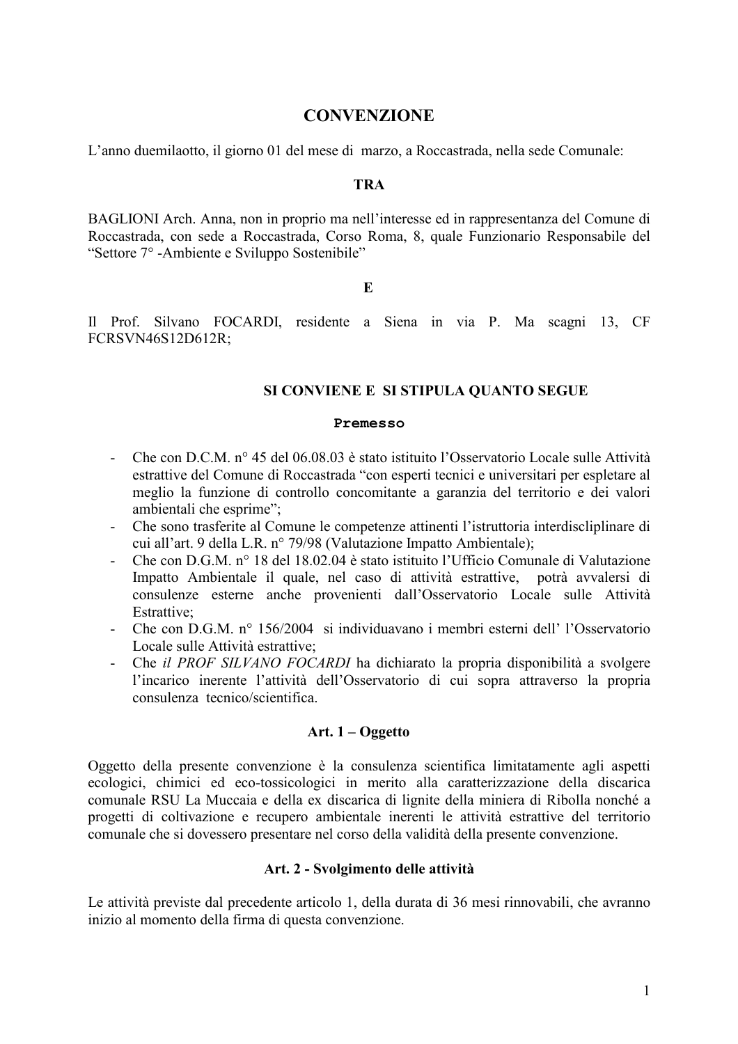# CONVENZIONE

L'anno duemilaotto, il giorno 01 del mese di marzo, a Roccastrada, nella sede Comunale:

**TRA**

BAGLIONI Arch. Anna, non in proprio ma nell'interesse ed in rappresentanza del Comune di Roccastrada, con sede a Roccastrada, Corso Roma, 8, quale Funzionario Responsabile del "Settore 7° -Ambiente e Sviluppo Sostenibile"

**E**

Il Prof. Silvano FOCARDI, residente a Siena in via P. Ma scagni 13, CF FCRSVN46S12D612R;

**SI CONVIENE E SI STIPULA QUANTO SEGUE**

**Premesso**

- Che con D.C.M. n° 45 del 06.08.03 è stato istituito l'Osservatorio Locale sulle Attività estrattive del Comune di Roccastrada "con esperti tecnici e universitari per espletare al meglio la funzione di controllo concomitante a garanzia del territorio e dei valori ambientali che esprime";
- Che sono trasferite al Comune le competenze attinenti l'istruttoria interdiscliplinare di cui all'art. 9 della L.R. n° 79/98 (Valutazione Impatto Ambientale);
- Che con D.G.M. n° 18 del 18.02.04 è stato istituito l'Ufficio Comunale di Valutazione Impatto Ambientale il quale, nel caso di attività estrattive, potrà avvalersi di consulenze esterne anche provenienti dall'Osservatorio Locale sulle Attività Estrattive;
- Che con D.G.M. n° 156/2004 si individuavano i membri esterni dell' l'Osservatorio Locale sulle Attività estrattive;
- Che *il PROF SILVANO FOCARDI* ha dichiarato la propria disponibilità a svolgere l'incarico inerente l'attività dell'Osservatorio di cui sopra attraverso la propria consulenza tecnico/scientifica.

**Art. 1 – Oggetto**

Oggetto della presente convenzione è la consulenza scientifica limitatamente agli aspetti ecologici, chimici ed eco-tossicologici in merito alla caratterizzazione della discarica comunale RSU La Muccaia e della ex discarica di lignite della miniera di Ribolla nonché a progetti di coltivazione e recupero ambientale inerenti le attività estrattive del territorio comunale che si dovessero presentare nel corso della validità della presente convenzione.

**Art. 2 - Svolgimento delle attività**

Le attività previste dal precedente articolo 1, della durata di 36 mesi rinnovabili, che avranno inizio al momento della firma di questa convenzione.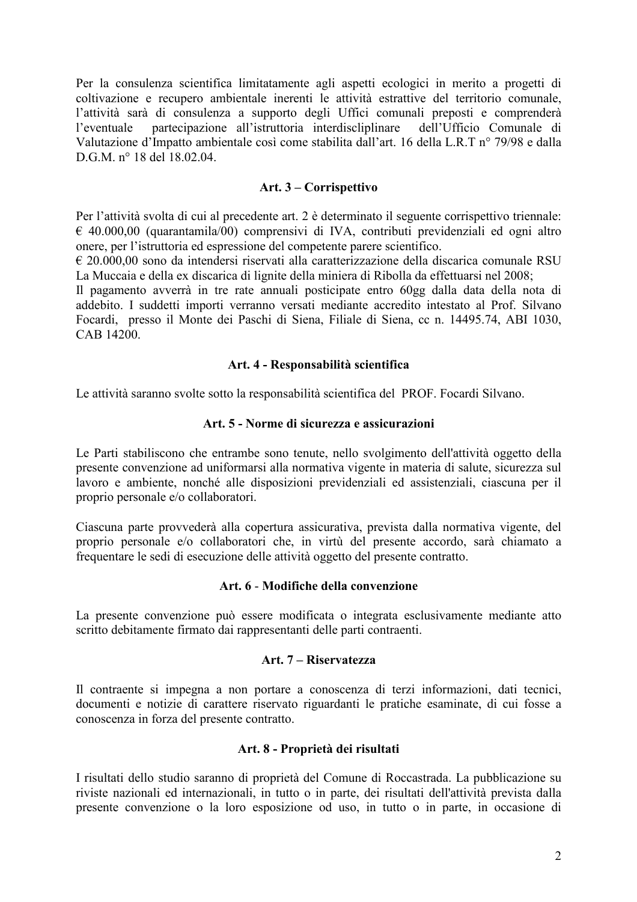Per la consulenza scientifica limitatamente agli aspetti ecologici in merito a progetti di coltivazione e recupero ambientale inerenti le attività estrattive del territorio comunale, l'attività sarà di consulenza a supporto degli Uffici comunali preposti e comprenderà l'eventuale partecipazione all'istruttoria interdiscliplinare dell'Ufficio Comunale di Valutazione d'Impatto ambientale così come stabilita dall'art. 16 della L.R.T n° 79/98 e dalla D.G.M. n° 18 del 18.02.04.

### Art. 3 – Corrispettivo

Per l'attività svolta di cui al precedente art. 2 è determinato il seguente corrispettivo triennale: € 40.000,00 (quarantamila/00) comprensivi di IVA, contributi previdenziali ed ogni altro onere, per l'istruttoria ed espressione del competente parere scientifico.
€ 20.000,00 sono da intendersi riservati alla caratterizzazione della discarica comunale RSU La Muccaia e della ex discarica di lignite della miniera di Ribolla da effettuarsi nel 2008;
Il pagamento avverrà in tre rate annuali posticipate entro 60gg dalla data della nota di addebito. I suddetti importi verranno versati mediante accredito intestato al Prof. Silvano Focardi, presso il Monte dei Paschi di Siena, Filiale di Siena, cc n. 14495.74, ABI 1030, CAB 14200.

### Art. 4 - Responsabilità scientifica

Le attività saranno svolte sotto la responsabilità scientifica del PROF. Focardi Silvano.

### Art. 5 - Norme di sicurezza e assicurazioni

Le Parti stabiliscono che entrambe sono tenute, nello svolgimento dell'attività oggetto della presente convenzione ad uniformarsi alla normativa vigente in materia di salute, sicurezza sul lavoro e ambiente, nonché alle disposizioni previdenziali ed assistenziali, ciascuna per il proprio personale e/o collaboratori.

Ciascuna parte provvederà alla copertura assicurativa, prevista dalla normativa vigente, del proprio personale e/o collaboratori che, in virtù del presente accordo, sarà chiamato a frequentare le sedi di esecuzione delle attività oggetto del presente contratto.

### Art. 6 - Modifiche della convenzione

La presente convenzione può essere modificata o integrata esclusivamente mediante atto scritto debitamente firmato dai rappresentanti delle parti contraenti.

### Art. 7 – Riservatezza

Il contraente si impegna a non portare a conoscenza di terzi informazioni, dati tecnici, documenti e notizie di carattere riservato riguardanti le pratiche esaminate, di cui fosse a conoscenza in forza del presente contratto.

### Art. 8 - Proprietà dei risultati

I risultati dello studio saranno di proprietà del Comune di Roccastrada. La pubblicazione su riviste nazionali ed internazionali, in tutto o in parte, dei risultati dell'attività prevista dalla presente convenzione o la loro esposizione od uso, in tutto o in parte, in occasione di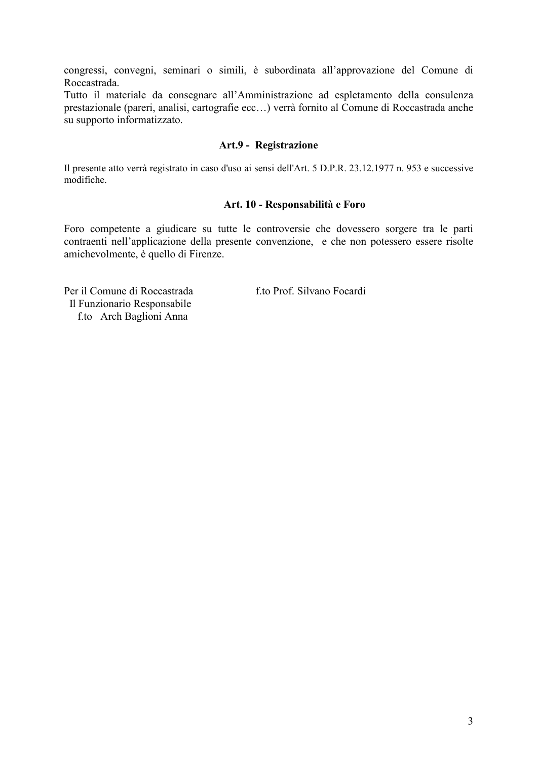congressi, convegni, seminari o simili, è subordinata all'approvazione del Comune di Roccastrada.
Tutto il materiale da consegnare all'Amministrazione ad espletamento della consulenza prestazionale (pareri, analisi, cartografie ecc…) verrà fornito al Comune di Roccastrada anche su supporto informatizzato.

### Art.9 - Registrazione

Il presente atto verrà registrato in caso d'uso ai sensi dell'Art. 5 D.P.R. 23.12.1977 n. 953 e successive modifiche.

### Art. 10 - Responsabilità e Foro

Foro competente a giudicare su tutte le controversie che dovessero sorgere tra le parti contraenti nell'applicazione della presente convenzione, e che non potessero essere risolte amichevolmente, è quello di Firenze.

Per il Comune di Roccastrada
Il Funzionario Responsabile
f.to Arch Baglioni Anna

f.to Prof. Silvano Focardi